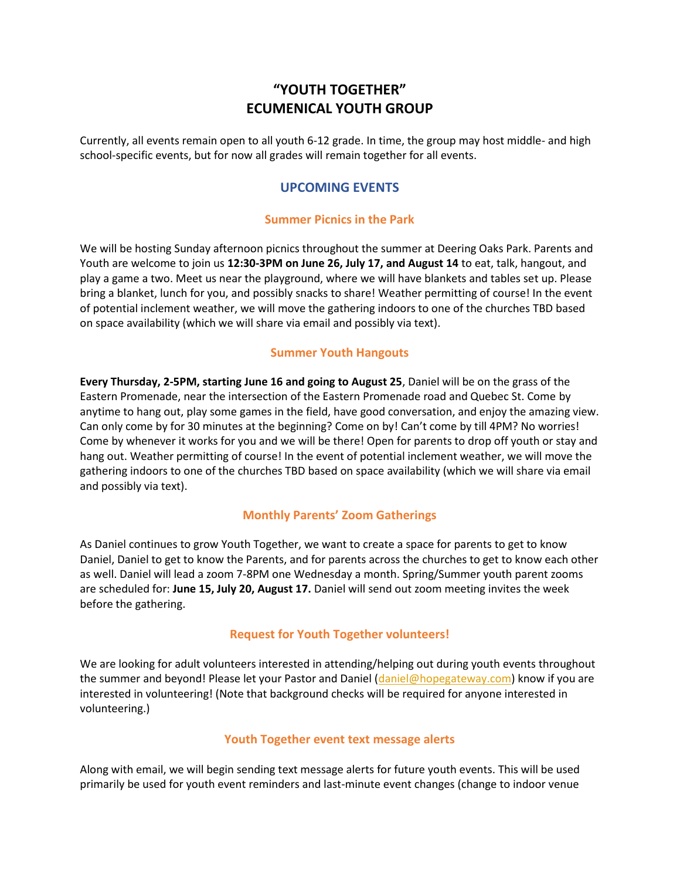# "YOUTH TOGETHER"
# ECUMENICAL YOUTH GROUP

Currently, all events remain open to all youth 6-12 grade. In time, the group may host middle- and high school-specific events, but for now all grades will remain together for all events.

## UPCOMING EVENTS

### Summer Picnics in the Park

We will be hosting Sunday afternoon picnics throughout the summer at Deering Oaks Park. Parents and Youth are welcome to join us **12:30-3PM on June 26, July 17, and August 14** to eat, talk, hangout, and play a game a two. Meet us near the playground, where we will have blankets and tables set up. Please bring a blanket, lunch for you, and possibly snacks to share! Weather permitting of course! In the event of potential inclement weather, we will move the gathering indoors to one of the churches TBD based on space availability (which we will share via email and possibly via text).

### Summer Youth Hangouts

**Every Thursday, 2-5PM, starting June 16 and going to August 25**, Daniel will be on the grass of the Eastern Promenade, near the intersection of the Eastern Promenade road and Quebec St. Come by anytime to hang out, play some games in the field, have good conversation, and enjoy the amazing view. Can only come by for 30 minutes at the beginning? Come on by! Can't come by till 4PM? No worries! Come by whenever it works for you and we will be there! Open for parents to drop off youth or stay and hang out. Weather permitting of course! In the event of potential inclement weather, we will move the gathering indoors to one of the churches TBD based on space availability (which we will share via email and possibly via text).

### Monthly Parents' Zoom Gatherings

As Daniel continues to grow Youth Together, we want to create a space for parents to get to know Daniel, Daniel to get to know the Parents, and for parents across the churches to get to know each other as well. Daniel will lead a zoom 7-8PM one Wednesday a month. Spring/Summer youth parent zooms are scheduled for: **June 15, July 20, August 17.** Daniel will send out zoom meeting invites the week before the gathering.

### Request for Youth Together volunteers!

We are looking for adult volunteers interested in attending/helping out during youth events throughout the summer and beyond! Please let your Pastor and Daniel (daniel@hopegateway.com) know if you are interested in volunteering! (Note that background checks will be required for anyone interested in volunteering.)

### Youth Together event text message alerts

Along with email, we will begin sending text message alerts for future youth events. This will be used primarily be used for youth event reminders and last-minute event changes (change to indoor venue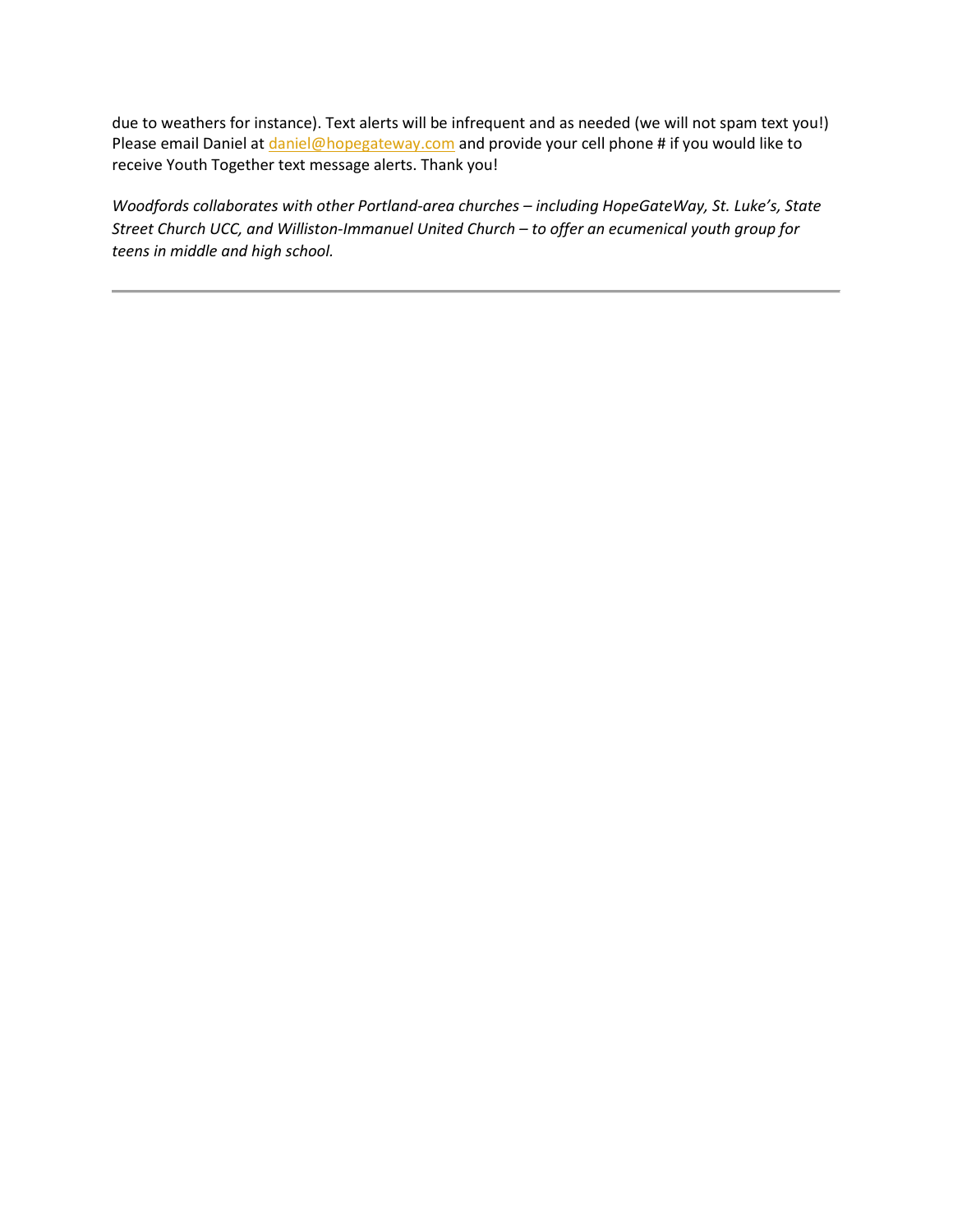due to weathers for instance). Text alerts will be infrequent and as needed (we will not spam text you!) Please email Daniel at daniel@hopegateway.com and provide your cell phone # if you would like to receive Youth Together text message alerts. Thank you!

*Woodfords collaborates with other Portland-area churches – including HopeGateWay, St. Luke's, State Street Church UCC, and Williston-Immanuel United Church – to offer an ecumenical youth group for teens in middle and high school.*

---